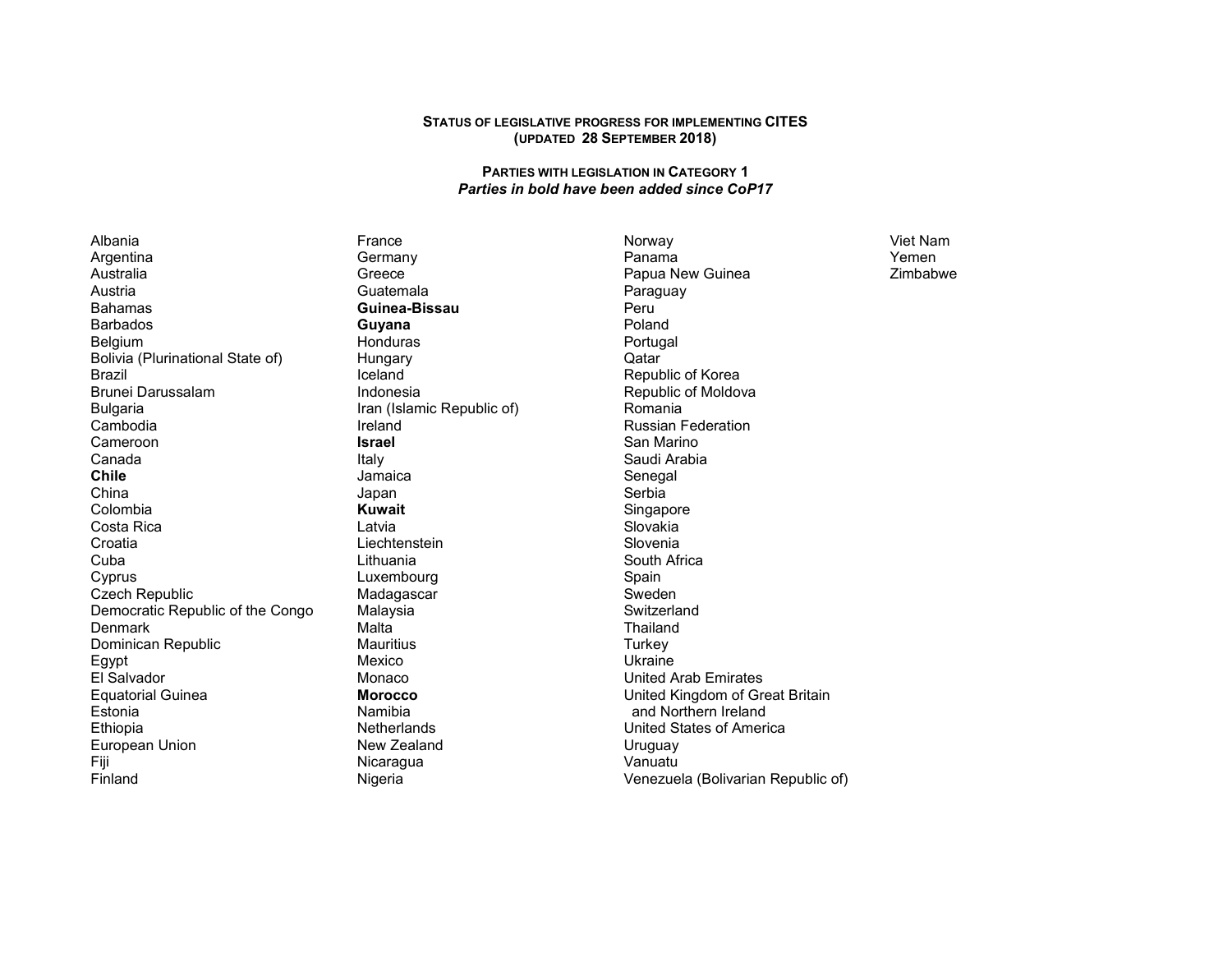## STATUS OF LEGISLATIVE PROGRESS FOR IMPLEMENTING CITES
**(UPDATED 28 SEPTEMBER 2018)**

### PARTIES WITH LEGISLATION IN CATEGORY 1

***Parties in bold have been added since CoP17***

Albania
Argentina
Australia
Austria
Bahamas
Barbados
Belgium
Bolivia (Plurinational State of)
Brazil
Brunei Darussalam
Bulgaria
Cambodia
Cameroon
Canada
**Chile**
China
Colombia
Costa Rica
Croatia
Cuba
Cyprus
Czech Republic
Democratic Republic of the Congo
Denmark
Dominican Republic
Egypt
El Salvador
Equatorial Guinea
Estonia
Ethiopia
European Union
Fiji
Finland
France
Germany
Greece
Guatemala
**Guinea-Bissau**
**Guyana**
Honduras
Hungary
Iceland
Indonesia
Iran (Islamic Republic of)
Ireland
**Israel**
Italy
Jamaica
Japan
**Kuwait**
Latvia
Liechtenstein
Lithuania
Luxembourg
Madagascar
Malaysia
Malta
Mauritius
Mexico
Monaco
**Morocco**
Namibia
Netherlands
New Zealand
Nicaragua
Nigeria
Norway
Panama
Papua New Guinea
Paraguay
Peru
Poland
Portugal
Qatar
Republic of Korea
Republic of Moldova
Romania
Russian Federation
San Marino
Saudi Arabia
Senegal
Serbia
Singapore
Slovakia
Slovenia
South Africa
Spain
Sweden
Switzerland
Thailand
Turkey
Ukraine
United Arab Emirates
United Kingdom of Great Britain and Northern Ireland
United States of America
Uruguay
Vanuatu
Venezuela (Bolivarian Republic of)
Viet Nam
Yemen
Zimbabwe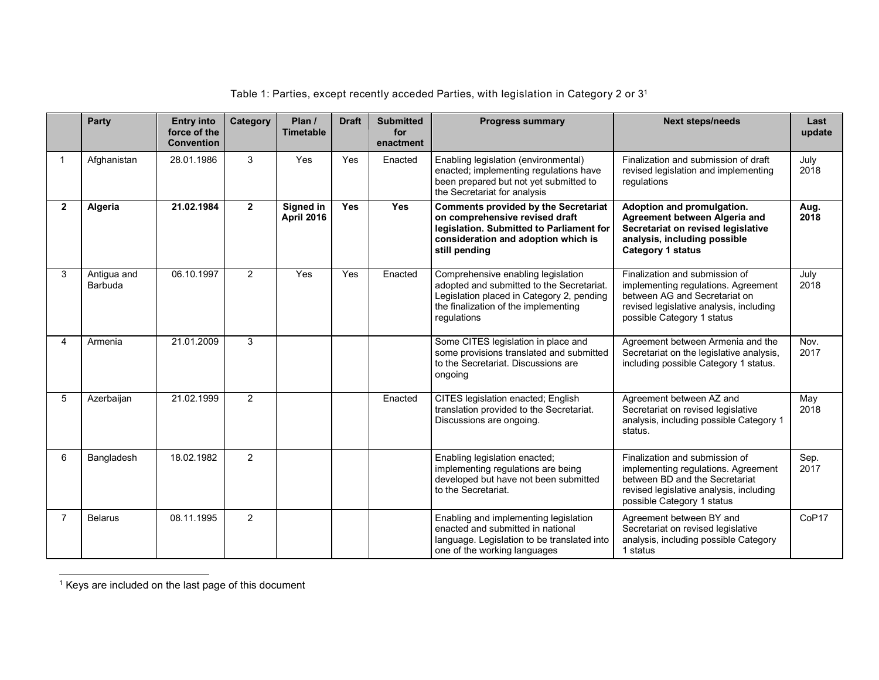Table 1: Parties, except recently acceded Parties, with legislation in Category 2 or 3[1]

| | Party | Entry into force of the Convention | Category | Plan / Timetable | Draft | Submitted for enactment | Progress summary | Next steps/needs | Last update |
|---|---|---|---|---|---|---|---|---|---|
| 1 | Afghanistan | 28.01.1986 | 3 | Yes | Yes | Enacted | Enabling legislation (environmental) enacted; implementing regulations have been prepared but not yet submitted to the Secretariat for analysis | Finalization and submission of draft revised legislation and implementing regulations | July 2018 |
| **2** | **Algeria** | **21.02.1984** | **2** | **Signed in April 2016** | **Yes** | **Yes** | **Comments provided by the Secretariat on comprehensive revised draft legislation. Submitted to Parliament for consideration and adoption which is still pending** | **Adoption and promulgation. Agreement between Algeria and Secretariat on revised legislative analysis, including possible Category 1 status** | **Aug. 2018** |
| 3 | Antigua and Barbuda | 06.10.1997 | 2 | Yes | Yes | Enacted | Comprehensive enabling legislation adopted and submitted to the Secretariat. Legislation placed in Category 2, pending the finalization of the implementing regulations | Finalization and submission of implementing regulations. Agreement between AG and Secretariat on revised legislative analysis, including possible Category 1 status | July 2018 |
| 4 | Armenia | 21.01.2009 | 3 | | | | Some CITES legislation in place and some provisions translated and submitted to the Secretariat. Discussions are ongoing | Agreement between Armenia and the Secretariat on the legislative analysis, including possible Category 1 status. | Nov. 2017 |
| 5 | Azerbaijan | 21.02.1999 | 2 | | | Enacted | CITES legislation enacted; English translation provided to the Secretariat. Discussions are ongoing. | Agreement between AZ and Secretariat on revised legislative analysis, including possible Category 1 status. | May 2018 |
| 6 | Bangladesh | 18.02.1982 | 2 | | | | Enabling legislation enacted; implementing regulations are being developed but have not been submitted to the Secretariat. | Finalization and submission of implementing regulations. Agreement between BD and the Secretariat revised legislative analysis, including possible Category 1 status | Sep. 2017 |
| 7 | Belarus | 08.11.1995 | 2 | | | | Enabling and implementing legislation enacted and submitted in national language. Legislation to be translated into one of the working languages | Agreement between BY and Secretariat on revised legislative analysis, including possible Category 1 status | CoP17 |

[1] Keys are included on the last page of this document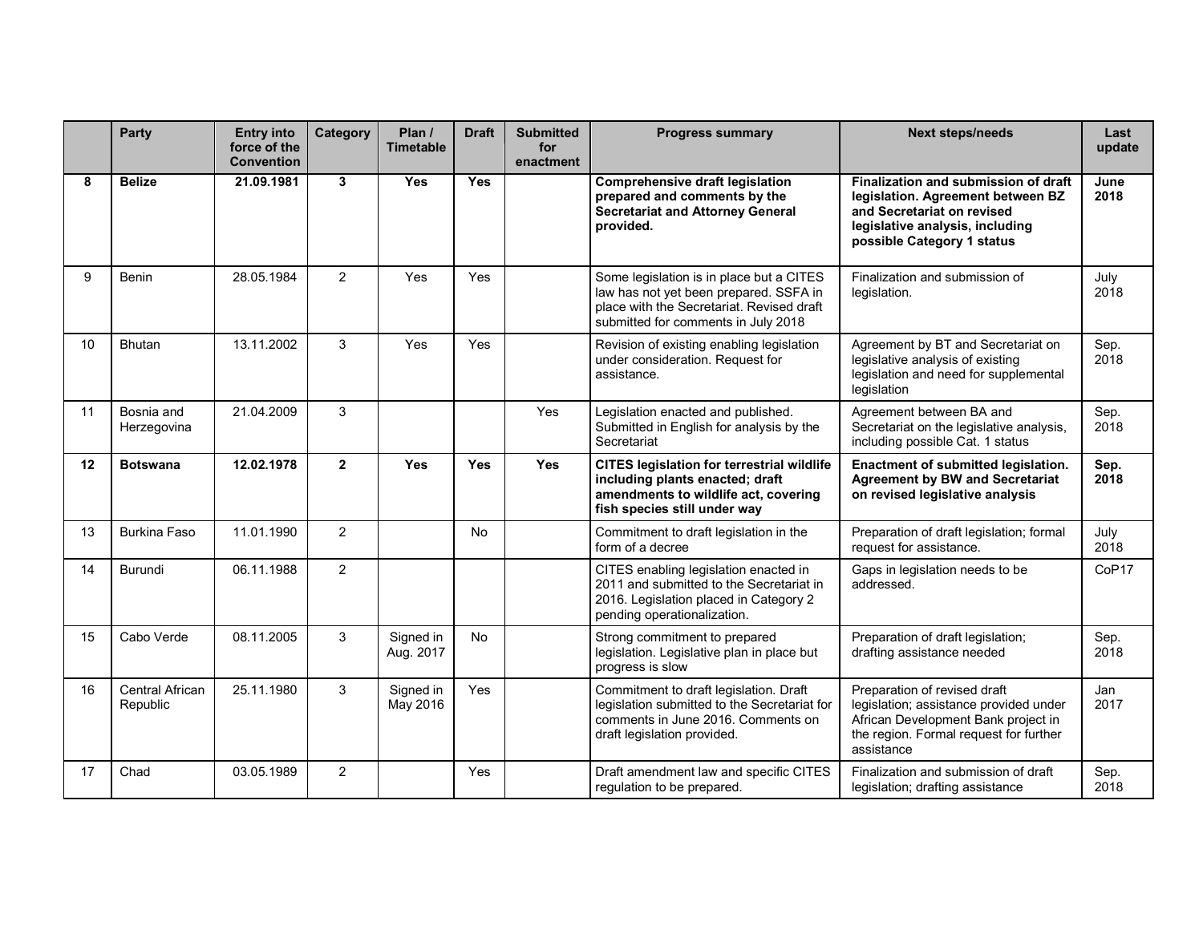| | Party | Entry into force of the Convention | Category | Plan / Timetable | Draft | Submitted for enactment | Progress summary | Next steps/needs | Last update |
|---|---|---|---|---|---|---|---|---|---|
| **8** | **Belize** | **21.09.1981** | **3** | **Yes** | **Yes** | | **Comprehensive draft legislation prepared and comments by the Secretariat and Attorney General provided.** | **Finalization and submission of draft legislation. Agreement between BZ and Secretariat on revised legislative analysis, including possible Category 1 status** | **June 2018** |
| 9 | Benin | 28.05.1984 | 2 | Yes | Yes | | Some legislation is in place but a CITES law has not yet been prepared. SSFA in place with the Secretariat. Revised draft submitted for comments in July 2018 | Finalization and submission of legislation. | July 2018 |
| 10 | Bhutan | 13.11.2002 | 3 | Yes | Yes | | Revision of existing enabling legislation under consideration. Request for assistance. | Agreement by BT and Secretariat on legislative analysis of existing legislation and need for supplemental legislation | Sep. 2018 |
| 11 | Bosnia and Herzegovina | 21.04.2009 | 3 | | | Yes | Legislation enacted and published. Submitted in English for analysis by the Secretariat | Agreement between BA and Secretariat on the legislative analysis, including possible Cat. 1 status | Sep. 2018 |
| **12** | **Botswana** | **12.02.1978** | **2** | **Yes** | **Yes** | **Yes** | **CITES legislation for terrestrial wildlife including plants enacted; draft amendments to wildlife act, covering fish species still under way** | **Enactment of submitted legislation. Agreement by BW and Secretariat on revised legislative analysis** | **Sep. 2018** |
| 13 | Burkina Faso | 11.01.1990 | 2 | | No | | Commitment to draft legislation in the form of a decree | Preparation of draft legislation; formal request for assistance. | July 2018 |
| 14 | Burundi | 06.11.1988 | 2 | | | | CITES enabling legislation enacted in 2011 and submitted to the Secretariat in 2016. Legislation placed in Category 2 pending operationalization. | Gaps in legislation needs to be addressed. | CoP17 |
| 15 | Cabo Verde | 08.11.2005 | 3 | Signed in Aug. 2017 | No | | Strong commitment to prepared legislation. Legislative plan in place but progress is slow | Preparation of draft legislation; drafting assistance needed | Sep. 2018 |
| 16 | Central African Republic | 25.11.1980 | 3 | Signed in May 2016 | Yes | | Commitment to draft legislation. Draft legislation submitted to the Secretariat for comments in June 2016. Comments on draft legislation provided. | Preparation of revised draft legislation; assistance provided under African Development Bank project in the region. Formal request for further assistance | Jan 2017 |
| 17 | Chad | 03.05.1989 | 2 | | Yes | | Draft amendment law and specific CITES regulation to be prepared. | Finalization and submission of draft legislation; drafting assistance | Sep. 2018 |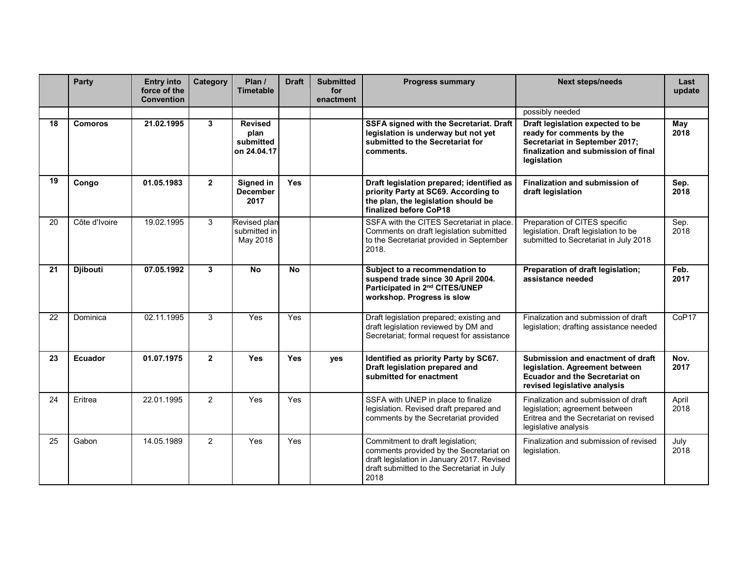| | Party | Entry into force of the Convention | Category | Plan / Timetable | Draft | Submitted for enactment | Progress summary | Next steps/needs | Last update |
|---|---|---|---|---|---|---|---|---|---|
| | | | | | | | | possibly needed | |
| **18** | **Comoros** | **21.02.1995** | **3** | **Revised plan submitted on 24.04.17** | | | **SSFA signed with the Secretariat. Draft legislation is underway but not yet submitted to the Secretariat for comments.** | **Draft legislation expected to be ready for comments by the Secretariat in September 2017; finalization and submission of final legislation** | **May 2018** |
| **19** | **Congo** | **01.05.1983** | **2** | **Signed in December 2017** | **Yes** | | **Draft legislation prepared; identified as priority Party at SC69. According to the plan, the legislation should be finalized before CoP18** | **Finalization and submission of draft legislation** | **Sep. 2018** |
| 20 | Côte d'Ivoire | 19.02.1995 | 3 | Revised plan submitted in May 2018 | | | SSFA with the CITES Secretariat in place. Comments on draft legislation submitted to the Secretariat provided in September 2018. | Preparation of CITES specific legislation. Draft legislation to be submitted to Secretariat in July 2018 | Sep. 2018 |
| **21** | **Djibouti** | **07.05.1992** | **3** | **No** | **No** | | **Subject to a recommendation to suspend trade since 30 April 2004. Participated in 2nd CITES/UNEP workshop. Progress is slow** | **Preparation of draft legislation; assistance needed** | **Feb. 2017** |
| 22 | Dominica | 02.11.1995 | 3 | Yes | Yes | | Draft legislation prepared; existing and draft legislation reviewed by DM and Secretariat; formal request for assistance | Finalization and submission of draft legislation; drafting assistance needed | CoP17 |
| **23** | **Ecuador** | **01.07.1975** | **2** | **Yes** | **Yes** | **yes** | **Identified as priority Party by SC67. Draft legislation prepared and submitted for enactment** | **Submission and enactment of draft legislation. Agreement between Ecuador and the Secretariat on revised legislative analysis** | **Nov. 2017** |
| 24 | Eritrea | 22.01.1995 | 2 | Yes | Yes | | SSFA with UNEP in place to finalize legislation. Revised draft prepared and comments by the Secretariat provided | Finalization and submission of draft legislation; agreement between Eritrea and the Secretariat on revised legislative analysis | April 2018 |
| 25 | Gabon | 14.05.1989 | 2 | Yes | Yes | | Commitment to draft legislation; comments provided by the Secretariat on draft legislation in January 2017. Revised draft submitted to the Secretariat in July 2018 | Finalization and submission of revised legislation. | July 2018 |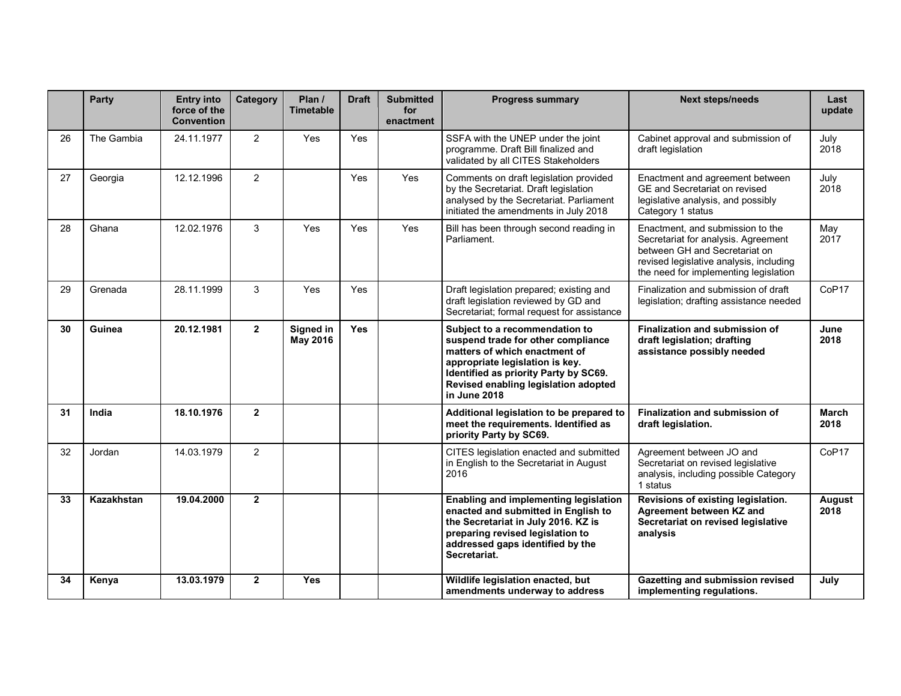| | Party | Entry into force of the Convention | Category | Plan / Timetable | Draft | Submitted for enactment | Progress summary | Next steps/needs | Last update |
|---|---|---|---|---|---|---|---|---|---|
| 26 | The Gambia | 24.11.1977 | 2 | Yes | Yes | | SSFA with the UNEP under the joint programme. Draft Bill finalized and validated by all CITES Stakeholders | Cabinet approval and submission of draft legislation | July 2018 |
| 27 | Georgia | 12.12.1996 | 2 | | Yes | Yes | Comments on draft legislation provided by the Secretariat. Draft legislation analysed by the Secretariat. Parliament initiated the amendments in July 2018 | Enactment and agreement between GE and Secretariat on revised legislative analysis, and possibly Category 1 status | July 2018 |
| 28 | Ghana | 12.02.1976 | 3 | Yes | Yes | Yes | Bill has been through second reading in Parliament. | Enactment, and submission to the Secretariat for analysis. Agreement between GH and Secretariat on revised legislative analysis, including the need for implementing legislation | May 2017 |
| 29 | Grenada | 28.11.1999 | 3 | Yes | Yes | | Draft legislation prepared; existing and draft legislation reviewed by GD and Secretariat; formal request for assistance | Finalization and submission of draft legislation; drafting assistance needed | CoP17 |
| **30** | **Guinea** | **20.12.1981** | **2** | **Signed in May 2016** | **Yes** | | **Subject to a recommendation to suspend trade for other compliance matters of which enactment of appropriate legislation is key. Identified as priority Party by SC69. Revised enabling legislation adopted in June 2018** | **Finalization and submission of draft legislation; drafting assistance possibly needed** | **June 2018** |
| **31** | **India** | **18.10.1976** | **2** | | | | **Additional legislation to be prepared to meet the requirements. Identified as priority Party by SC69.** | **Finalization and submission of draft legislation.** | **March 2018** |
| 32 | Jordan | 14.03.1979 | 2 | | | | CITES legislation enacted and submitted in English to the Secretariat in August 2016 | Agreement between JO and Secretariat on revised legislative analysis, including possible Category 1 status | CoP17 |
| **33** | **Kazakhstan** | **19.04.2000** | **2** | | | | **Enabling and implementing legislation enacted and submitted in English to the Secretariat in July 2016. KZ is preparing revised legislation to addressed gaps identified by the Secretariat.** | **Revisions of existing legislation. Agreement between KZ and Secretariat on revised legislative analysis** | **August 2018** |
| **34** | **Kenya** | **13.03.1979** | **2** | **Yes** | | | **Wildlife legislation enacted, but amendments underway to address** | **Gazetting and submission revised implementing regulations.** | **July** |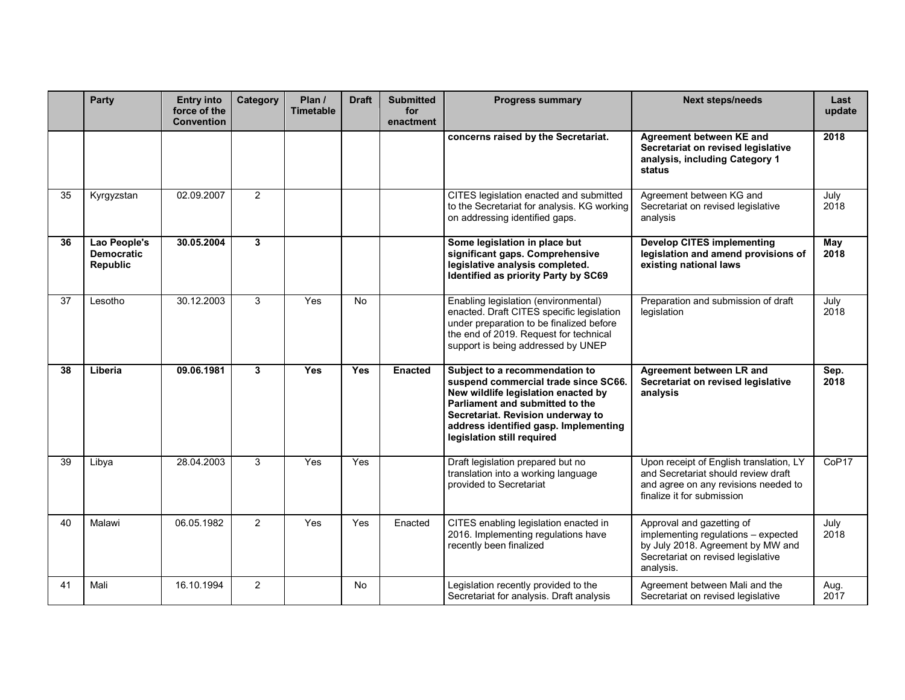|  | Party | Entry into force of the Convention | Category | Plan / Timetable | Draft | Submitted for enactment | Progress summary | Next steps/needs | Last update |
|---|---|---|---|---|---|---|---|---|---|
|  |  |  |  |  |  |  | **concerns raised by the Secretariat.** | **Agreement between KE and Secretariat on revised legislative analysis, including Category 1 status** | **2018** |
| 35 | Kyrgyzstan | 02.09.2007 | 2 |  |  |  | CITES legislation enacted and submitted to the Secretariat for analysis. KG working on addressing identified gaps. | Agreement between KG and Secretariat on revised legislative analysis | July 2018 |
| **36** | **Lao People's Democratic Republic** | **30.05.2004** | **3** |  |  |  | **Some legislation in place but significant gaps. Comprehensive legislative analysis completed. Identified as priority Party by SC69** | **Develop CITES implementing legislation and amend provisions of existing national laws** | **May 2018** |
| 37 | Lesotho | 30.12.2003 | 3 | Yes | No |  | Enabling legislation (environmental) enacted. Draft CITES specific legislation under preparation to be finalized before the end of 2019. Request for technical support is being addressed by UNEP | Preparation and submission of draft legislation | July 2018 |
| **38** | **Liberia** | **09.06.1981** | **3** | **Yes** | **Yes** | **Enacted** | **Subject to a recommendation to suspend commercial trade since SC66. New wildlife legislation enacted by Parliament and submitted to the Secretariat. Revision underway to address identified gasp. Implementing legislation still required** | **Agreement between LR and Secretariat on revised legislative analysis** | **Sep. 2018** |
| 39 | Libya | 28.04.2003 | 3 | Yes | Yes |  | Draft legislation prepared but no translation into a working language provided to Secretariat | Upon receipt of English translation, LY and Secretariat should review draft and agree on any revisions needed to finalize it for submission | CoP17 |
| 40 | Malawi | 06.05.1982 | 2 | Yes | Yes | Enacted | CITES enabling legislation enacted in 2016. Implementing regulations have recently been finalized | Approval and gazetting of implementing regulations – expected by July 2018. Agreement by MW and Secretariat on revised legislative analysis. | July 2018 |
| 41 | Mali | 16.10.1994 | 2 |  | No |  | Legislation recently provided to the Secretariat for analysis. Draft analysis | Agreement between Mali and the Secretariat on revised legislative | Aug. 2017 |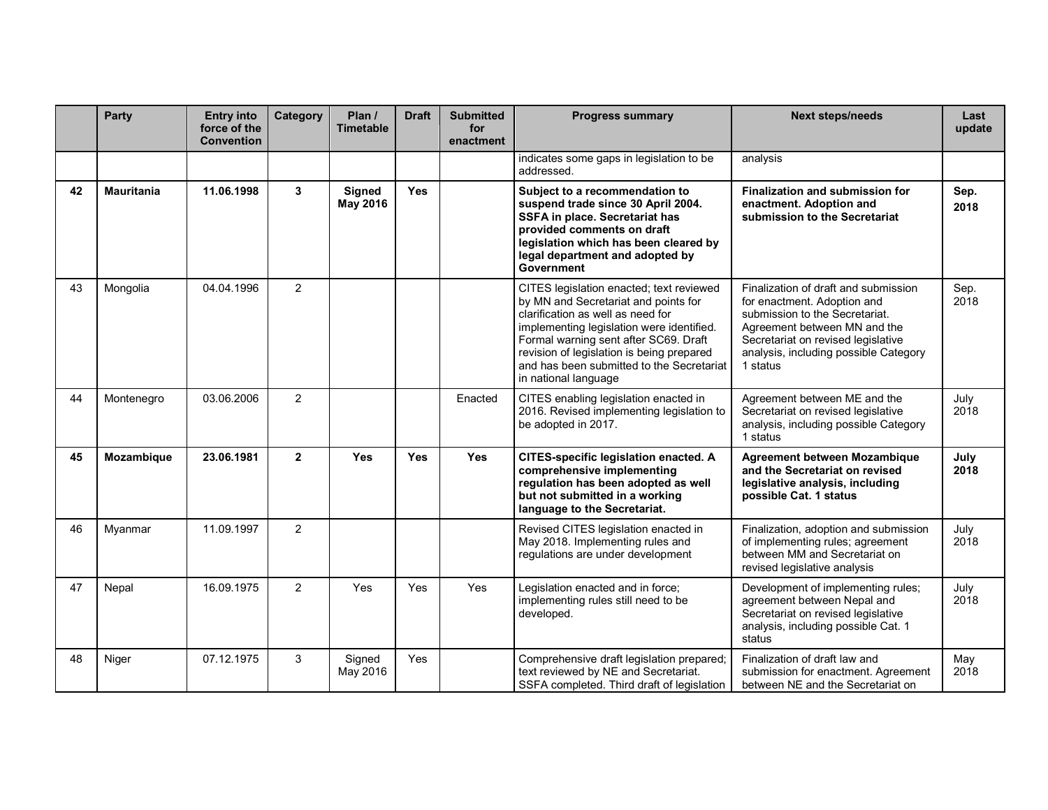| | Party | Entry into force of the Convention | Category | Plan / Timetable | Draft | Submitted for enactment | Progress summary | Next steps/needs | Last update |
|---|---|---|---|---|---|---|---|---|---|
| | | | | | | | indicates some gaps in legislation to be addressed. | analysis | |
| **42** | **Mauritania** | **11.06.1998** | **3** | **Signed May 2016** | **Yes** | | **Subject to a recommendation to suspend trade since 30 April 2004. SSFA in place. Secretariat has provided comments on draft legislation which has been cleared by legal department and adopted by Government** | **Finalization and submission for enactment. Adoption and submission to the Secretariat** | **Sep. 2018** |
| 43 | Mongolia | 04.04.1996 | 2 | | | | CITES legislation enacted; text reviewed by MN and Secretariat and points for clarification as well as need for implementing legislation were identified. Formal warning sent after SC69. Draft revision of legislation is being prepared and has been submitted to the Secretariat in national language | Finalization of draft and submission for enactment. Adoption and submission to the Secretariat. Agreement between MN and the Secretariat on revised legislative analysis, including possible Category 1 status | Sep. 2018 |
| 44 | Montenegro | 03.06.2006 | 2 | | | Enacted | CITES enabling legislation enacted in 2016. Revised implementing legislation to be adopted in 2017. | Agreement between ME and the Secretariat on revised legislative analysis, including possible Category 1 status | July 2018 |
| **45** | **Mozambique** | **23.06.1981** | **2** | **Yes** | **Yes** | **Yes** | **CITES-specific legislation enacted. A comprehensive implementing regulation has been adopted as well but not submitted in a working language to the Secretariat.** | **Agreement between Mozambique and the Secretariat on revised legislative analysis, including possible Cat. 1 status** | **July 2018** |
| 46 | Myanmar | 11.09.1997 | 2 | | | | Revised CITES legislation enacted in May 2018. Implementing rules and regulations are under development | Finalization, adoption and submission of implementing rules; agreement between MM and Secretariat on revised legislative analysis | July 2018 |
| 47 | Nepal | 16.09.1975 | 2 | Yes | Yes | Yes | Legislation enacted and in force; implementing rules still need to be developed. | Development of implementing rules; agreement between Nepal and Secretariat on revised legislative analysis, including possible Cat. 1 status | July 2018 |
| 48 | Niger | 07.12.1975 | 3 | Signed May 2016 | Yes | | Comprehensive draft legislation prepared; text reviewed by NE and Secretariat. SSFA completed. Third draft of legislation | Finalization of draft law and submission for enactment. Agreement between NE and the Secretariat on | May 2018 |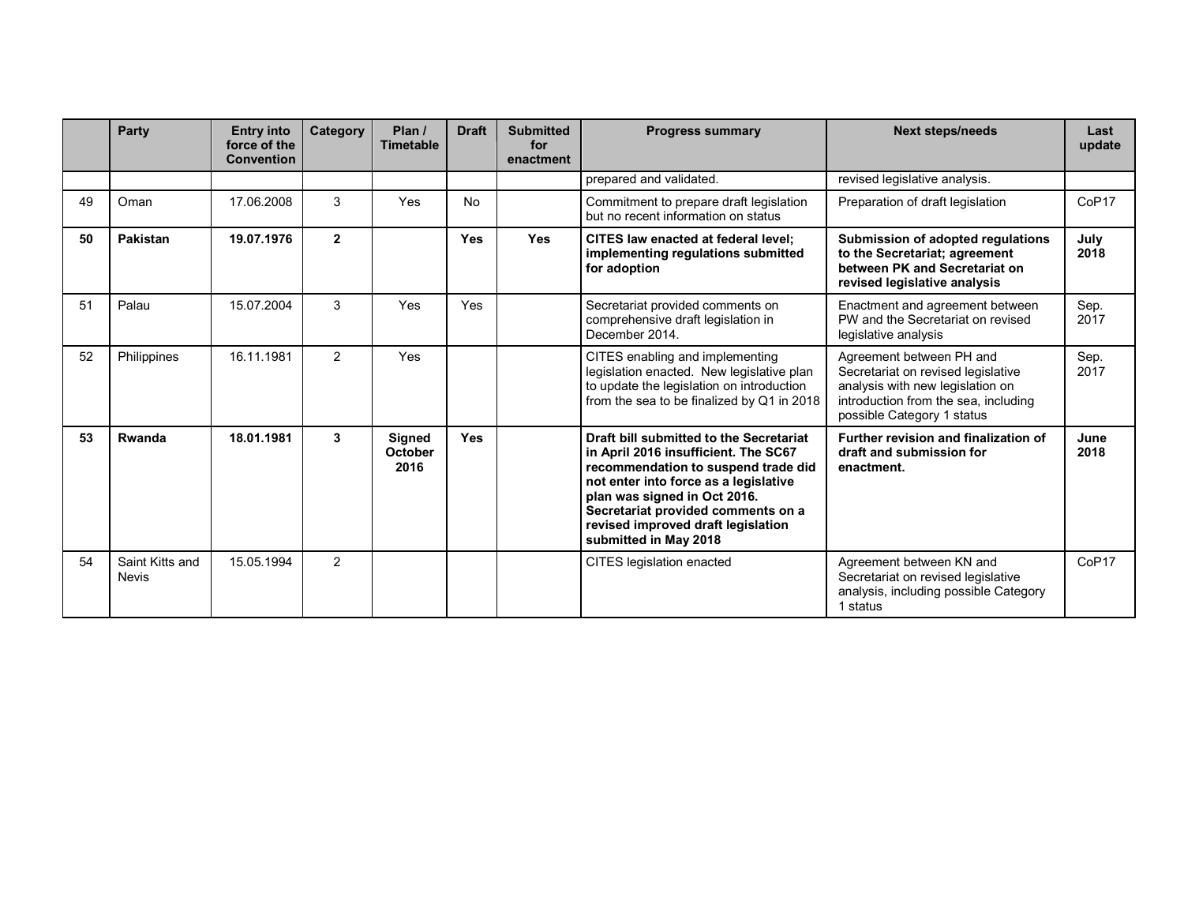| | Party | Entry into force of the Convention | Category | Plan / Timetable | Draft | Submitted for enactment | Progress summary | Next steps/needs | Last update |
|---|---|---|---|---|---|---|---|---|---|
| | | | | | | | prepared and validated. | revised legislative analysis. | |
| 49 | Oman | 17.06.2008 | 3 | Yes | No | | Commitment to prepare draft legislation but no recent information on status | Preparation of draft legislation | CoP17 |
| **50** | **Pakistan** | **19.07.1976** | **2** | | **Yes** | **Yes** | **CITES law enacted at federal level; implementing regulations submitted for adoption** | **Submission of adopted regulations to the Secretariat; agreement between PK and Secretariat on revised legislative analysis** | **July 2018** |
| 51 | Palau | 15.07.2004 | 3 | Yes | Yes | | Secretariat provided comments on comprehensive draft legislation in December 2014. | Enactment and agreement between PW and the Secretariat on revised legislative analysis | Sep. 2017 |
| 52 | Philippines | 16.11.1981 | 2 | Yes | | | CITES enabling and implementing legislation enacted. New legislative plan to update the legislation on introduction from the sea to be finalized by Q1 in 2018 | Agreement between PH and Secretariat on revised legislative analysis with new legislation on introduction from the sea, including possible Category 1 status | Sep. 2017 |
| **53** | **Rwanda** | **18.01.1981** | **3** | **Signed October 2016** | **Yes** | | **Draft bill submitted to the Secretariat in April 2016 insufficient. The SC67 recommendation to suspend trade did not enter into force as a legislative plan was signed in Oct 2016. Secretariat provided comments on a revised improved draft legislation submitted in May 2018** | **Further revision and finalization of draft and submission for enactment.** | **June 2018** |
| 54 | Saint Kitts and Nevis | 15.05.1994 | 2 | | | | CITES legislation enacted | Agreement between KN and Secretariat on revised legislative analysis, including possible Category 1 status | CoP17 |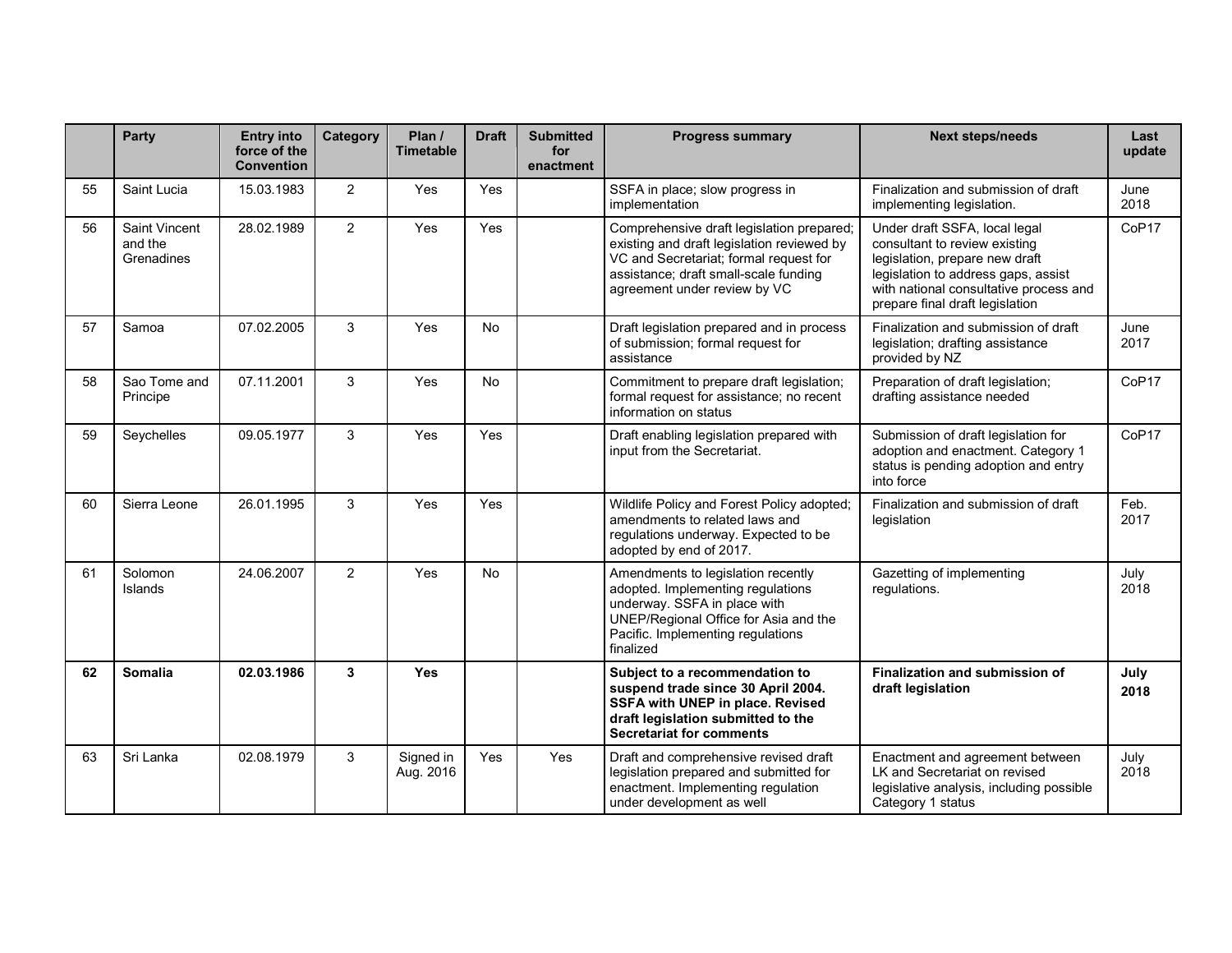| | Party | Entry into force of the Convention | Category | Plan / Timetable | Draft | Submitted for enactment | Progress summary | Next steps/needs | Last update |
|---|---|---|---|---|---|---|---|---|---|
| 55 | Saint Lucia | 15.03.1983 | 2 | Yes | Yes | | SSFA in place; slow progress in implementation | Finalization and submission of draft implementing legislation. | June 2018 |
| 56 | Saint Vincent and the Grenadines | 28.02.1989 | 2 | Yes | Yes | | Comprehensive draft legislation prepared; existing and draft legislation reviewed by VC and Secretariat; formal request for assistance; draft small-scale funding agreement under review by VC | Under draft SSFA, local legal consultant to review existing legislation, prepare new draft legislation to address gaps, assist with national consultative process and prepare final draft legislation | CoP17 |
| 57 | Samoa | 07.02.2005 | 3 | Yes | No | | Draft legislation prepared and in process of submission; formal request for assistance | Finalization and submission of draft legislation; drafting assistance provided by NZ | June 2017 |
| 58 | Sao Tome and Principe | 07.11.2001 | 3 | Yes | No | | Commitment to prepare draft legislation; formal request for assistance; no recent information on status | Preparation of draft legislation; drafting assistance needed | CoP17 |
| 59 | Seychelles | 09.05.1977 | 3 | Yes | Yes | | Draft enabling legislation prepared with input from the Secretariat. | Submission of draft legislation for adoption and enactment. Category 1 status is pending adoption and entry into force | CoP17 |
| 60 | Sierra Leone | 26.01.1995 | 3 | Yes | Yes | | Wildlife Policy and Forest Policy adopted; amendments to related laws and regulations underway. Expected to be adopted by end of 2017. | Finalization and submission of draft legislation | Feb. 2017 |
| 61 | Solomon Islands | 24.06.2007 | 2 | Yes | No | | Amendments to legislation recently adopted. Implementing regulations underway. SSFA in place with UNEP/Regional Office for Asia and the Pacific. Implementing regulations finalized | Gazetting of implementing regulations. | July 2018 |
| **62** | **Somalia** | **02.03.1986** | **3** | **Yes** | | | **Subject to a recommendation to suspend trade since 30 April 2004. SSFA with UNEP in place. Revised draft legislation submitted to the Secretariat for comments** | **Finalization and submission of draft legislation** | **July 2018** |
| 63 | Sri Lanka | 02.08.1979 | 3 | Signed in Aug. 2016 | Yes | Yes | Draft and comprehensive revised draft legislation prepared and submitted for enactment. Implementing regulation under development as well | Enactment and agreement between LK and Secretariat on revised legislative analysis, including possible Category 1 status | July 2018 |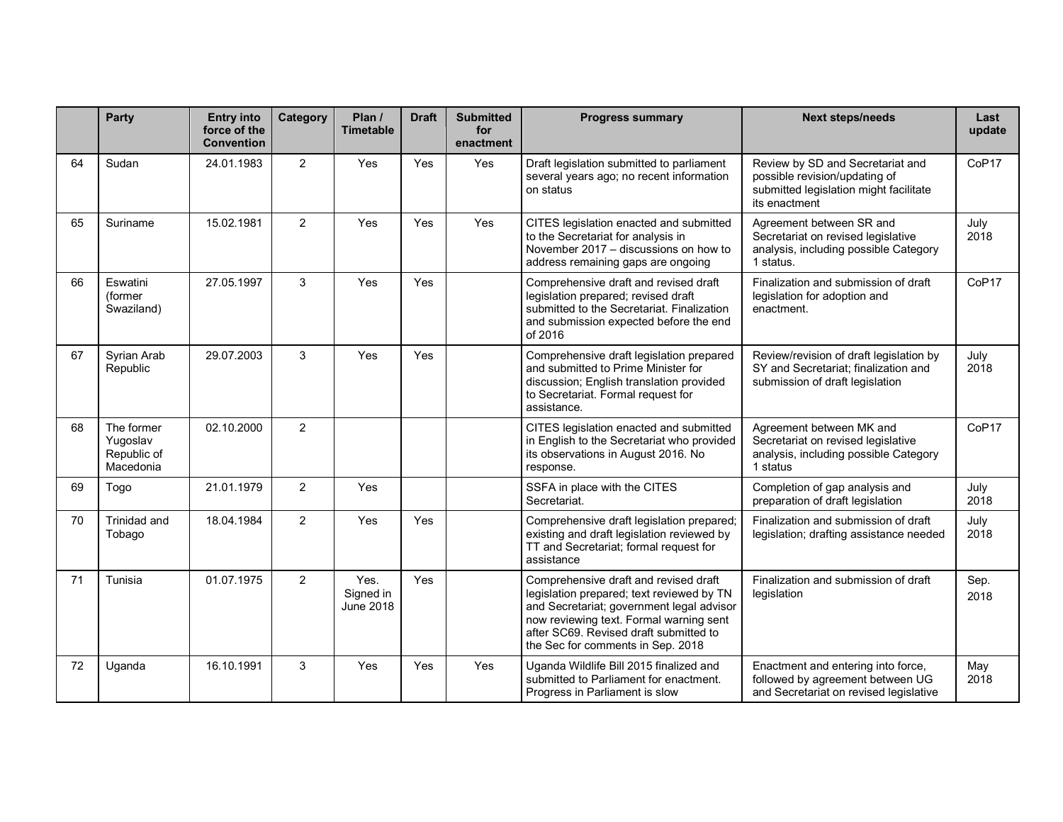| | Party | Entry into force of the Convention | Category | Plan / Timetable | Draft | Submitted for enactment | Progress summary | Next steps/needs | Last update |
|---|---|---|---|---|---|---|---|---|---|
| 64 | Sudan | 24.01.1983 | 2 | Yes | Yes | Yes | Draft legislation submitted to parliament several years ago; no recent information on status | Review by SD and Secretariat and possible revision/updating of submitted legislation might facilitate its enactment | CoP17 |
| 65 | Suriname | 15.02.1981 | 2 | Yes | Yes | Yes | CITES legislation enacted and submitted to the Secretariat for analysis in November 2017 – discussions on how to address remaining gaps are ongoing | Agreement between SR and Secretariat on revised legislative analysis, including possible Category 1 status. | July 2018 |
| 66 | Eswatini (former Swaziland) | 27.05.1997 | 3 | Yes | Yes | | Comprehensive draft and revised draft legislation prepared; revised draft submitted to the Secretariat. Finalization and submission expected before the end of 2016 | Finalization and submission of draft legislation for adoption and enactment. | CoP17 |
| 67 | Syrian Arab Republic | 29.07.2003 | 3 | Yes | Yes | | Comprehensive draft legislation prepared and submitted to Prime Minister for discussion; English translation provided to Secretariat. Formal request for assistance. | Review/revision of draft legislation by SY and Secretariat; finalization and submission of draft legislation | July 2018 |
| 68 | The former Yugoslav Republic of Macedonia | 02.10.2000 | 2 | | | | CITES legislation enacted and submitted in English to the Secretariat who provided its observations in August 2016. No response. | Agreement between MK and Secretariat on revised legislative analysis, including possible Category 1 status | CoP17 |
| 69 | Togo | 21.01.1979 | 2 | Yes | | | SSFA in place with the CITES Secretariat. | Completion of gap analysis and preparation of draft legislation | July 2018 |
| 70 | Trinidad and Tobago | 18.04.1984 | 2 | Yes | Yes | | Comprehensive draft legislation prepared; existing and draft legislation reviewed by TT and Secretariat; formal request for assistance | Finalization and submission of draft legislation; drafting assistance needed | July 2018 |
| 71 | Tunisia | 01.07.1975 | 2 | Yes. Signed in June 2018 | Yes | | Comprehensive draft and revised draft legislation prepared; text reviewed by TN and Secretariat; government legal advisor now reviewing text. Formal warning sent after SC69. Revised draft submitted to the Sec for comments in Sep. 2018 | Finalization and submission of draft legislation | Sep. 2018 |
| 72 | Uganda | 16.10.1991 | 3 | Yes | Yes | Yes | Uganda Wildlife Bill 2015 finalized and submitted to Parliament for enactment. Progress in Parliament is slow | Enactment and entering into force, followed by agreement between UG and Secretariat on revised legislative | May 2018 |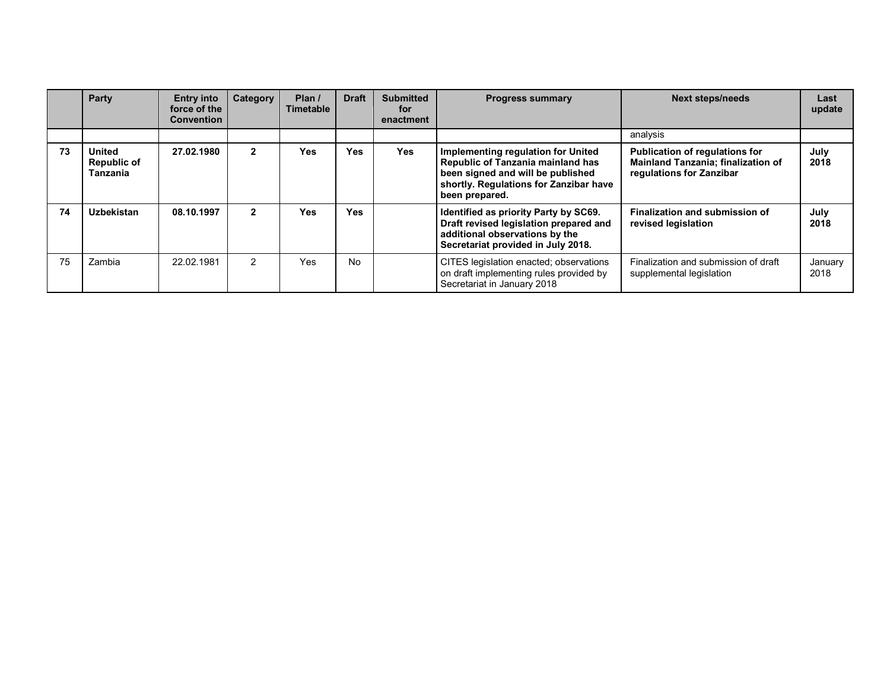| | Party | Entry into force of the Convention | Category | Plan / Timetable | Draft | Submitted for enactment | Progress summary | Next steps/needs | Last update |
|---|---|---|---|---|---|---|---|---|---|
| | | | | | | | | analysis | |
| **73** | **United Republic of Tanzania** | **27.02.1980** | **2** | **Yes** | **Yes** | **Yes** | **Implementing regulation for United Republic of Tanzania mainland has been signed and will be published shortly. Regulations for Zanzibar have been prepared.** | **Publication of regulations for Mainland Tanzania; finalization of regulations for Zanzibar** | **July 2018** |
| **74** | **Uzbekistan** | **08.10.1997** | **2** | **Yes** | **Yes** | | **Identified as priority Party by SC69. Draft revised legislation prepared and additional observations by the Secretariat provided in July 2018.** | **Finalization and submission of revised legislation** | **July 2018** |
| 75 | Zambia | 22.02.1981 | 2 | Yes | No | | CITES legislation enacted; observations on draft implementing rules provided by Secretariat in January 2018 | Finalization and submission of draft supplemental legislation | January 2018 |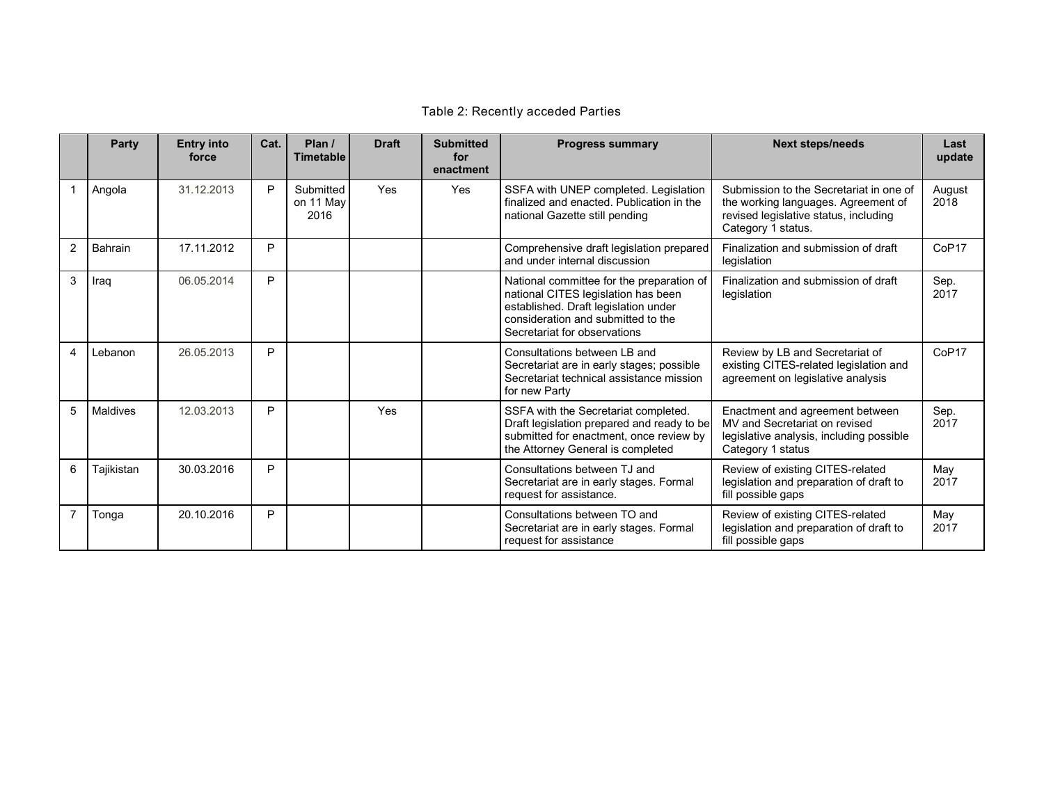Table 2: Recently acceded Parties

| | Party | Entry into force | Cat. | Plan / Timetable | Draft | Submitted for enactment | Progress summary | Next steps/needs | Last update |
|---|---|---|---|---|---|---|---|---|---|
| 1 | Angola | 31.12.2013 | P | Submitted on 11 May 2016 | Yes | Yes | SSFA with UNEP completed. Legislation finalized and enacted. Publication in the national Gazette still pending | Submission to the Secretariat in one of the working languages. Agreement of revised legislative status, including Category 1 status. | August 2018 |
| 2 | Bahrain | 17.11.2012 | P | | | | Comprehensive draft legislation prepared and under internal discussion | Finalization and submission of draft legislation | CoP17 |
| 3 | Iraq | 06.05.2014 | P | | | | National committee for the preparation of national CITES legislation has been established. Draft legislation under consideration and submitted to the Secretariat for observations | Finalization and submission of draft legislation | Sep. 2017 |
| 4 | Lebanon | 26.05.2013 | P | | | | Consultations between LB and Secretariat are in early stages; possible Secretariat technical assistance mission for new Party | Review by LB and Secretariat of existing CITES-related legislation and agreement on legislative analysis | CoP17 |
| 5 | Maldives | 12.03.2013 | P | | Yes | | SSFA with the Secretariat completed. Draft legislation prepared and ready to be submitted for enactment, once review by the Attorney General is completed | Enactment and agreement between MV and Secretariat on revised legislative analysis, including possible Category 1 status | Sep. 2017 |
| 6 | Tajikistan | 30.03.2016 | P | | | | Consultations between TJ and Secretariat are in early stages. Formal request for assistance. | Review of existing CITES-related legislation and preparation of draft to fill possible gaps | May 2017 |
| 7 | Tonga | 20.10.2016 | P | | | | Consultations between TO and Secretariat are in early stages. Formal request for assistance | Review of existing CITES-related legislation and preparation of draft to fill possible gaps | May 2017 |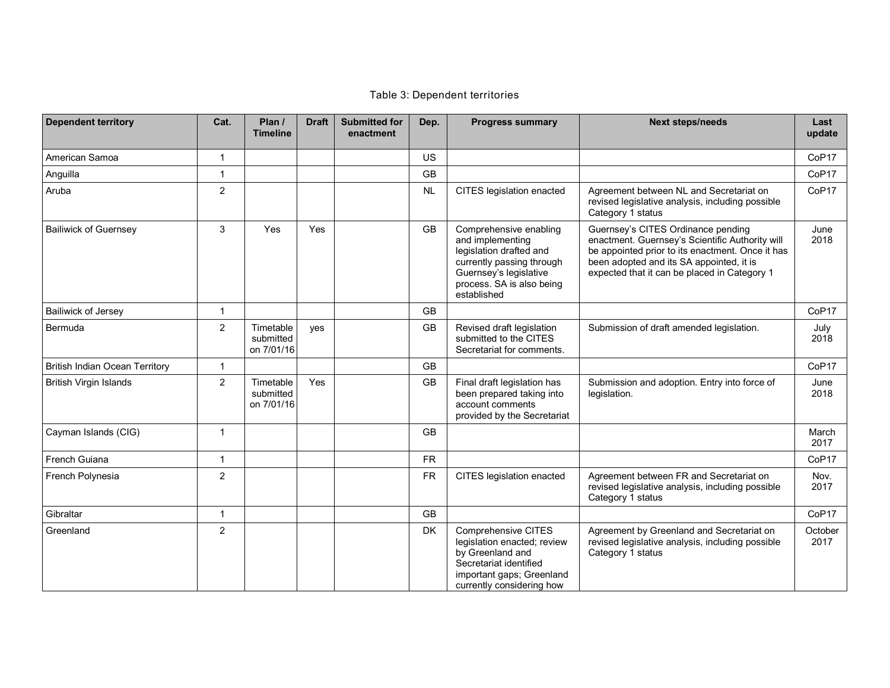Table 3: Dependent territories

| Dependent territory | Cat. | Plan / Timeline | Draft | Submitted for enactment | Dep. | Progress summary | Next steps/needs | Last update |
|---|---|---|---|---|---|---|---|---|
| American Samoa | 1 | | | | US | | | CoP17 |
| Anguilla | 1 | | | | GB | | | CoP17 |
| Aruba | 2 | | | | NL | CITES legislation enacted | Agreement between NL and Secretariat on revised legislative analysis, including possible Category 1 status | CoP17 |
| Bailiwick of Guernsey | 3 | Yes | Yes | | GB | Comprehensive enabling and implementing legislation drafted and currently passing through Guernsey's legislative process. SA is also being established | Guernsey's CITES Ordinance pending enactment. Guernsey's Scientific Authority will be appointed prior to its enactment. Once it has been adopted and its SA appointed, it is expected that it can be placed in Category 1 | June 2018 |
| Bailiwick of Jersey | 1 | | | | GB | | | CoP17 |
| Bermuda | 2 | Timetable submitted on 7/01/16 | yes | | GB | Revised draft legislation submitted to the CITES Secretariat for comments. | Submission of draft amended legislation. | July 2018 |
| British Indian Ocean Territory | 1 | | | | GB | | | CoP17 |
| British Virgin Islands | 2 | Timetable submitted on 7/01/16 | Yes | | GB | Final draft legislation has been prepared taking into account comments provided by the Secretariat | Submission and adoption. Entry into force of legislation. | June 2018 |
| Cayman Islands (CIG) | 1 | | | | GB | | | March 2017 |
| French Guiana | 1 | | | | FR | | | CoP17 |
| French Polynesia | 2 | | | | FR | CITES legislation enacted | Agreement between FR and Secretariat on revised legislative analysis, including possible Category 1 status | Nov. 2017 |
| Gibraltar | 1 | | | | GB | | | CoP17 |
| Greenland | 2 | | | | DK | Comprehensive CITES legislation enacted; review by Greenland and Secretariat identified important gaps; Greenland currently considering how | Agreement by Greenland and Secretariat on revised legislative analysis, including possible Category 1 status | October 2017 |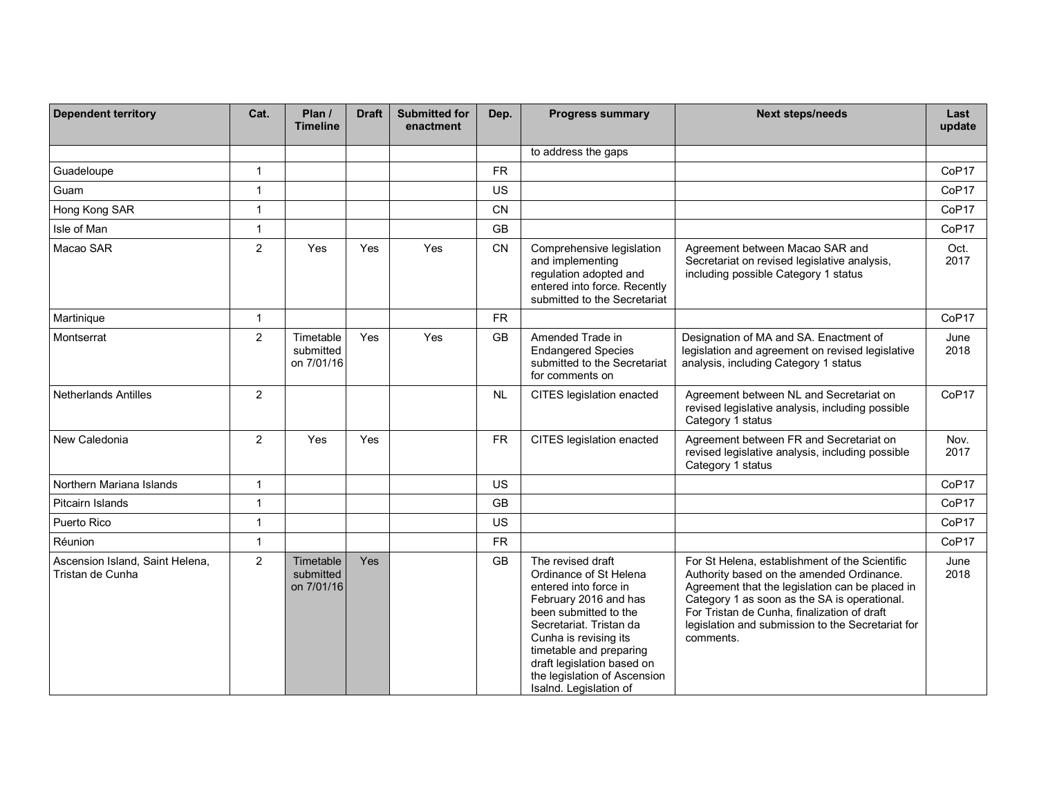| Dependent territory | Cat. | Plan / Timeline | Draft | Submitted for enactment | Dep. | Progress summary | Next steps/needs | Last update |
|---|---|---|---|---|---|---|---|---|
| | | | | | | to address the gaps | | |
| Guadeloupe | 1 | | | | FR | | | CoP17 |
| Guam | 1 | | | | US | | | CoP17 |
| Hong Kong SAR | 1 | | | | CN | | | CoP17 |
| Isle of Man | 1 | | | | GB | | | CoP17 |
| Macao SAR | 2 | Yes | Yes | Yes | CN | Comprehensive legislation and implementing regulation adopted and entered into force. Recently submitted to the Secretariat | Agreement between Macao SAR and Secretariat on revised legislative analysis, including possible Category 1 status | Oct. 2017 |
| Martinique | 1 | | | | FR | | | CoP17 |
| Montserrat | 2 | Timetable submitted on 7/01/16 | Yes | Yes | GB | Amended Trade in Endangered Species submitted to the Secretariat for comments on | Designation of MA and SA. Enactment of legislation and agreement on revised legislative analysis, including Category 1 status | June 2018 |
| Netherlands Antilles | 2 | | | | NL | CITES legislation enacted | Agreement between NL and Secretariat on revised legislative analysis, including possible Category 1 status | CoP17 |
| New Caledonia | 2 | Yes | Yes | | FR | CITES legislation enacted | Agreement between FR and Secretariat on revised legislative analysis, including possible Category 1 status | Nov. 2017 |
| Northern Mariana Islands | 1 | | | | US | | | CoP17 |
| Pitcairn Islands | 1 | | | | GB | | | CoP17 |
| Puerto Rico | 1 | | | | US | | | CoP17 |
| Réunion | 1 | | | | FR | | | CoP17 |
| Ascension Island, Saint Helena, Tristan de Cunha | 2 | Timetable submitted on 7/01/16 | Yes | | GB | The revised draft Ordinance of St Helena entered into force in February 2016 and has been submitted to the Secretariat. Tristan da Cunha is revising its timetable and preparing draft legislation based on the legislation of Ascension Isalnd. Legislation of | For St Helena, establishment of the Scientific Authority based on the amended Ordinance. Agreement that the legislation can be placed in Category 1 as soon as the SA is operational. For Tristan de Cunha, finalization of draft legislation and submission to the Secretariat for comments. | June 2018 |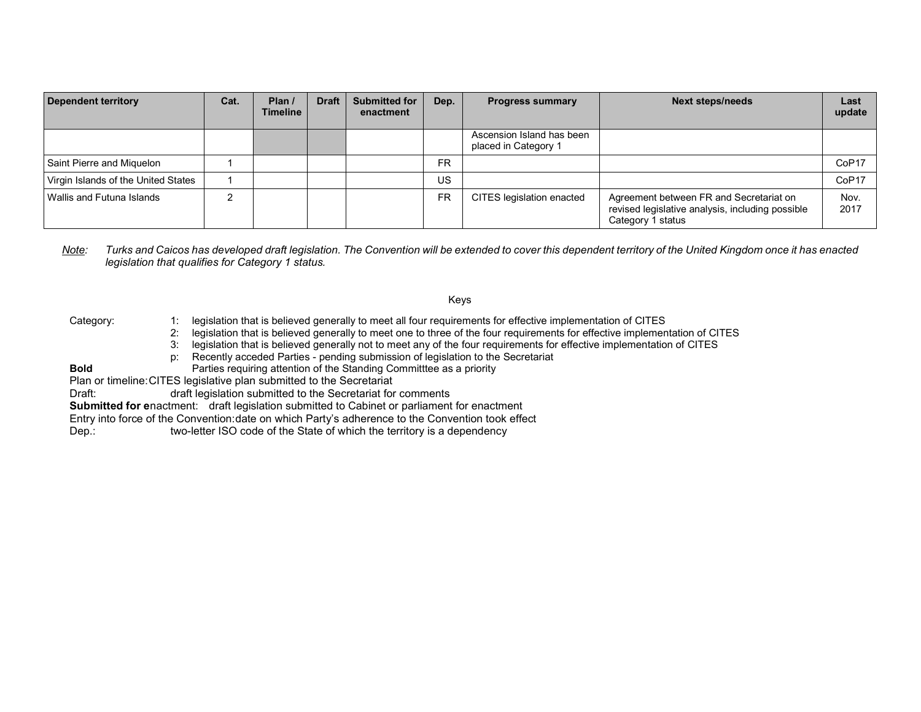| Dependent territory | Cat. | Plan / Timeline | Draft | Submitted for enactment | Dep. | Progress summary | Next steps/needs | Last update |
|---|---|---|---|---|---|---|---|---|
| | | | | | | Ascension Island has been placed in Category 1 | | |
| Saint Pierre and Miquelon | 1 | | | | FR | | | CoP17 |
| Virgin Islands of the United States | 1 | | | | US | | | CoP17 |
| Wallis and Futuna Islands | 2 | | | | FR | CITES legislation enacted | Agreement between FR and Secretariat on revised legislative analysis, including possible Category 1 status | Nov. 2017 |

<u>Note</u>: *Turks and Caicos has developed draft legislation. The Convention will be extended to cover this dependent territory of the United Kingdom once it has enacted legislation that qualifies for Category 1 status.*

Keys

Category:
- 1: legislation that is believed generally to meet all four requirements for effective implementation of CITES
- 2: legislation that is believed generally to meet one to three of the four requirements for effective implementation of CITES
- 3: legislation that is believed generally not to meet any of the four requirements for effective implementation of CITES
- p: Recently acceded Parties - pending submission of legislation to the Secretariat

**Bold** Parties requiring attention of the Standing Committtee as a priority

Plan or timeline: CITES legislative plan submitted to the Secretariat

Draft: draft legislation submitted to the Secretariat for comments

**Submitted for e**nactment: draft legislation submitted to Cabinet or parliament for enactment

Entry into force of the Convention: date on which Party's adherence to the Convention took effect

Dep.: two-letter ISO code of the State of which the territory is a dependency